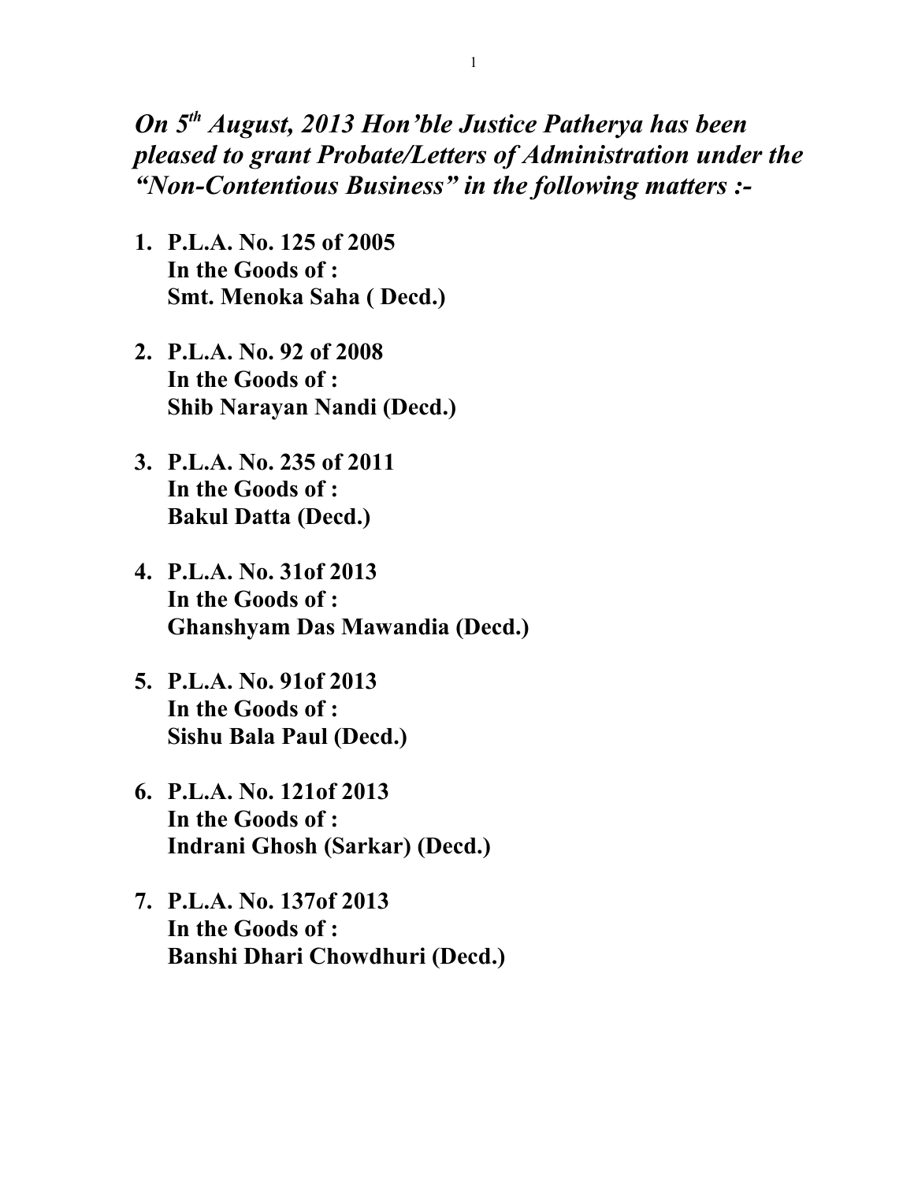***On 5th August, 2013 Hon'ble Justice Patherya has been pleased to grant Probate/Letters of Administration under the "Non-Contentious Business" in the following matters :-***

1. **P.L.A. No. 125 of 2005**
   **In the Goods of :**
   **Smt. Menoka Saha ( Decd.)**

2. **P.L.A. No. 92 of 2008**
   **In the Goods of :**
   **Shib Narayan Nandi (Decd.)**

3. **P.L.A. No. 235 of 2011**
   **In the Goods of :**
   **Bakul Datta (Decd.)**

4. **P.L.A. No. 31of 2013**
   **In the Goods of :**
   **Ghanshyam Das Mawandia (Decd.)**

5. **P.L.A. No. 91of 2013**
   **In the Goods of :**
   **Sishu Bala Paul (Decd.)**

6. **P.L.A. No. 121of 2013**
   **In the Goods of :**
   **Indrani Ghosh (Sarkar) (Decd.)**

7. **P.L.A. No. 137of 2013**
   **In the Goods of :**
   **Banshi Dhari Chowdhuri (Decd.)**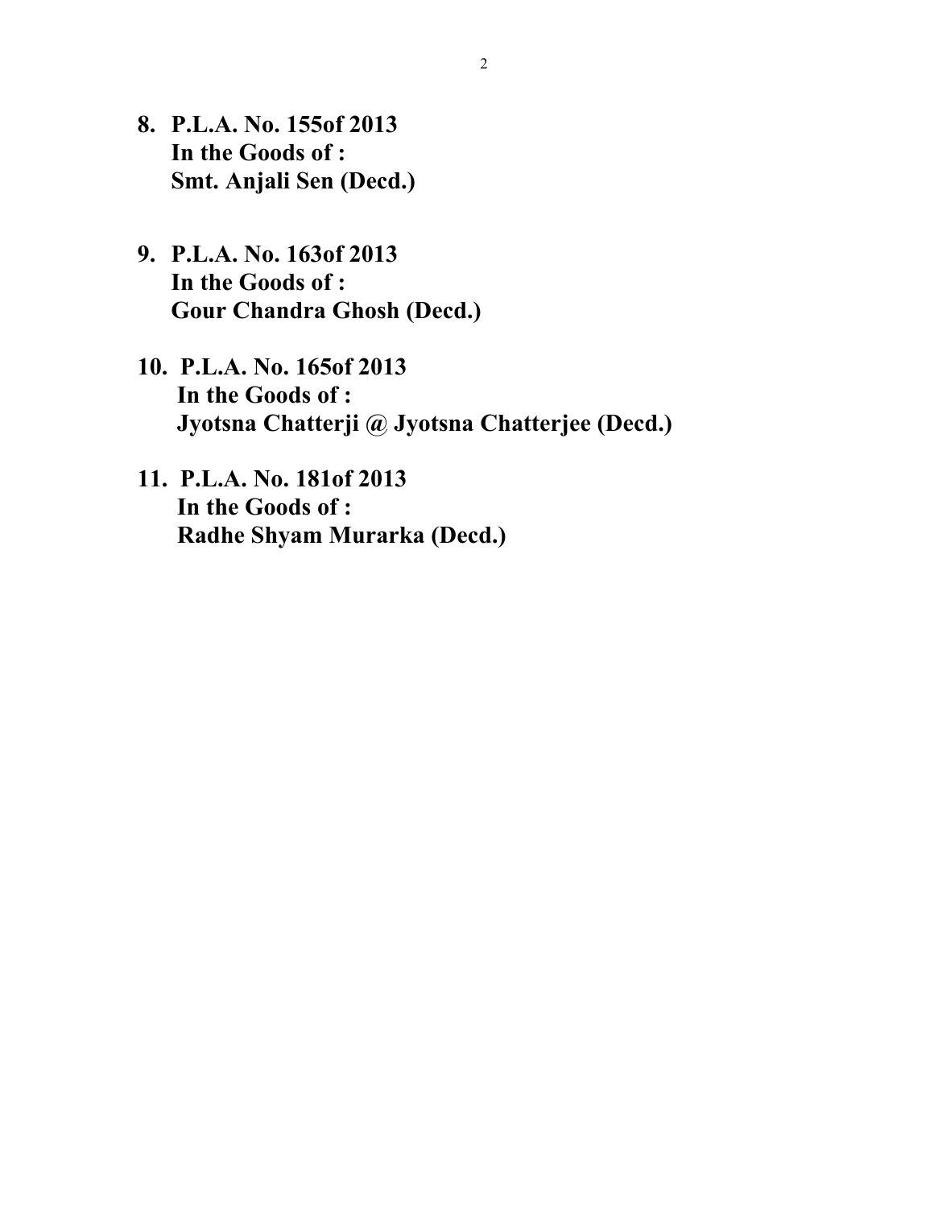8. **P.L.A. No. 155of 2013**
   **In the Goods of :**
   **Smt. Anjali Sen (Decd.)**

9. **P.L.A. No. 163of 2013**
   **In the Goods of :**
   **Gour Chandra Ghosh (Decd.)**

10. **P.L.A. No. 165of 2013**
    **In the Goods of :**
    **Jyotsna Chatterji @ Jyotsna Chatterjee (Decd.)**

11. **P.L.A. No. 181of 2013**
    **In the Goods of :**
    **Radhe Shyam Murarka (Decd.)**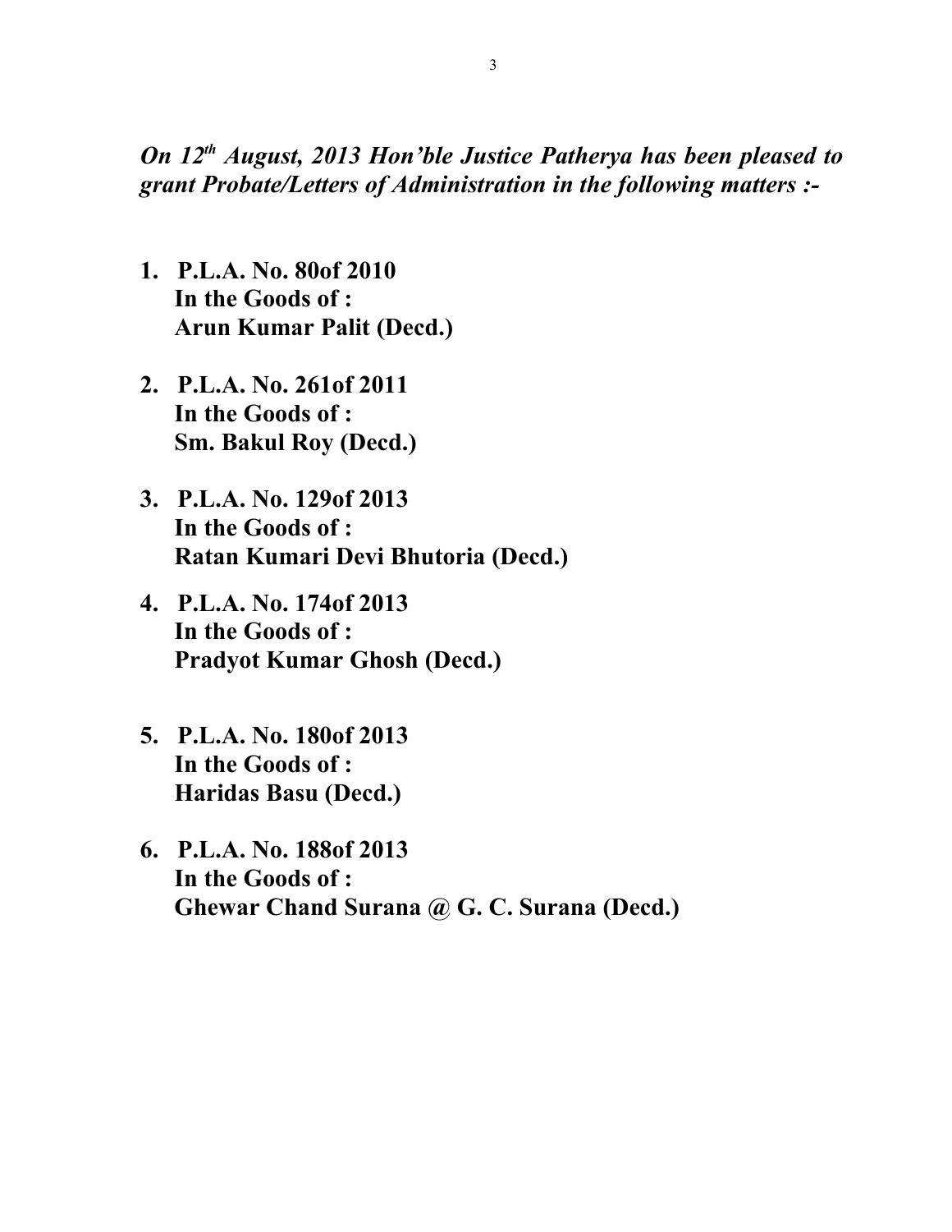***On 12th August, 2013 Hon'ble Justice Patherya has been pleased to grant Probate/Letters of Administration in the following matters :-***

1. **P.L.A. No. 80of 2010**
   **In the Goods of :**
   **Arun Kumar Palit (Decd.)**

2. **P.L.A. No. 261of 2011**
   **In the Goods of :**
   **Sm. Bakul Roy (Decd.)**

3. **P.L.A. No. 129of 2013**
   **In the Goods of :**
   **Ratan Kumari Devi Bhutoria (Decd.)**

4. **P.L.A. No. 174of 2013**
   **In the Goods of :**
   **Pradyot Kumar Ghosh (Decd.)**

5. **P.L.A. No. 180of 2013**
   **In the Goods of :**
   **Haridas Basu (Decd.)**

6. **P.L.A. No. 188of 2013**
   **In the Goods of :**
   **Ghewar Chand Surana @ G. C. Surana (Decd.)**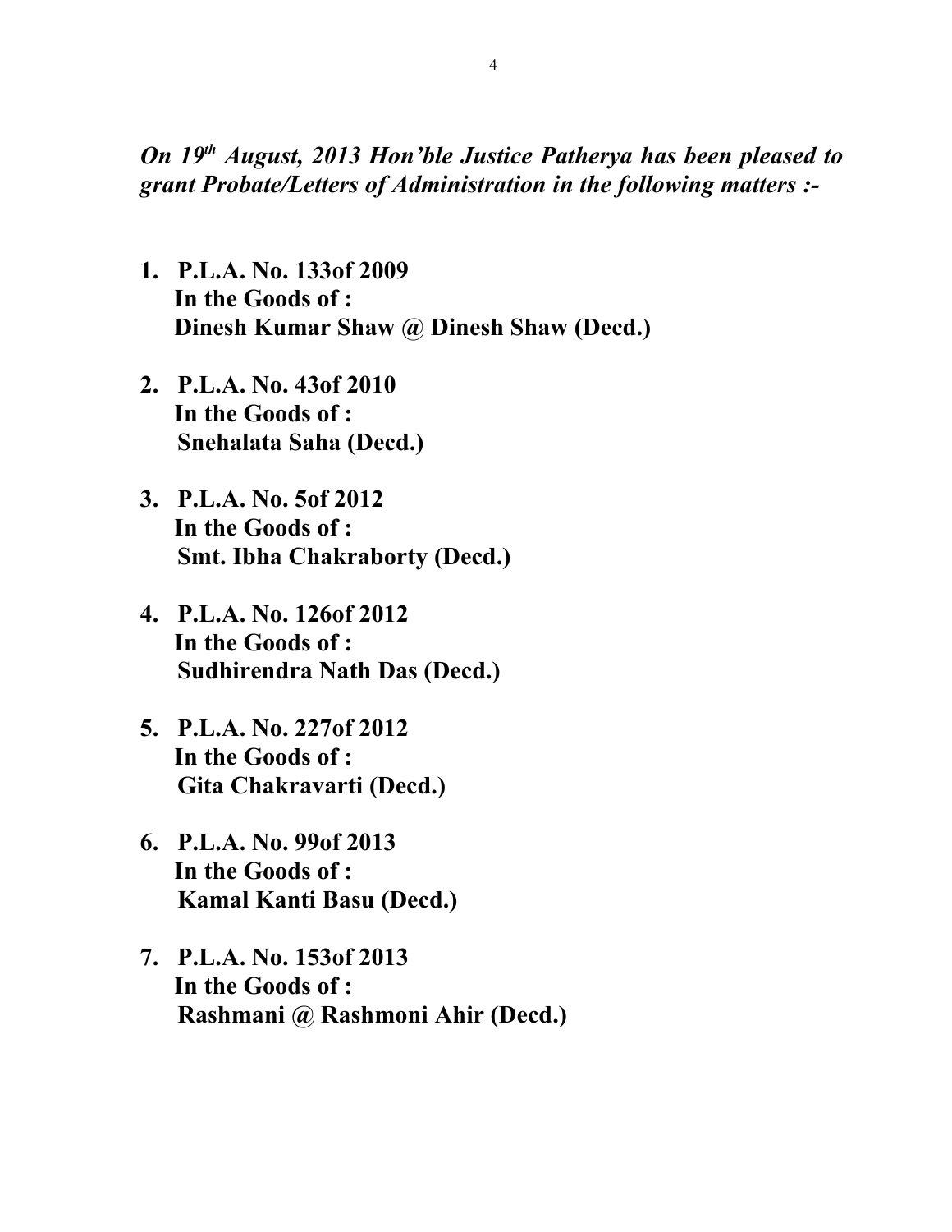***On 19th August, 2013 Hon'ble Justice Patherya has been pleased to grant Probate/Letters of Administration in the following matters :-***

1. **P.L.A. No. 133of 2009**
   **In the Goods of :**
   **Dinesh Kumar Shaw @ Dinesh Shaw (Decd.)**

2. **P.L.A. No. 43of 2010**
   **In the Goods of :**
   **Snehalata Saha (Decd.)**

3. **P.L.A. No. 5of 2012**
   **In the Goods of :**
   **Smt. Ibha Chakraborty (Decd.)**

4. **P.L.A. No. 126of 2012**
   **In the Goods of :**
   **Sudhirendra Nath Das (Decd.)**

5. **P.L.A. No. 227of 2012**
   **In the Goods of :**
   **Gita Chakravarti (Decd.)**

6. **P.L.A. No. 99of 2013**
   **In the Goods of :**
   **Kamal Kanti Basu (Decd.)**

7. **P.L.A. No. 153of 2013**
   **In the Goods of :**
   **Rashmani @ Rashmoni Ahir (Decd.)**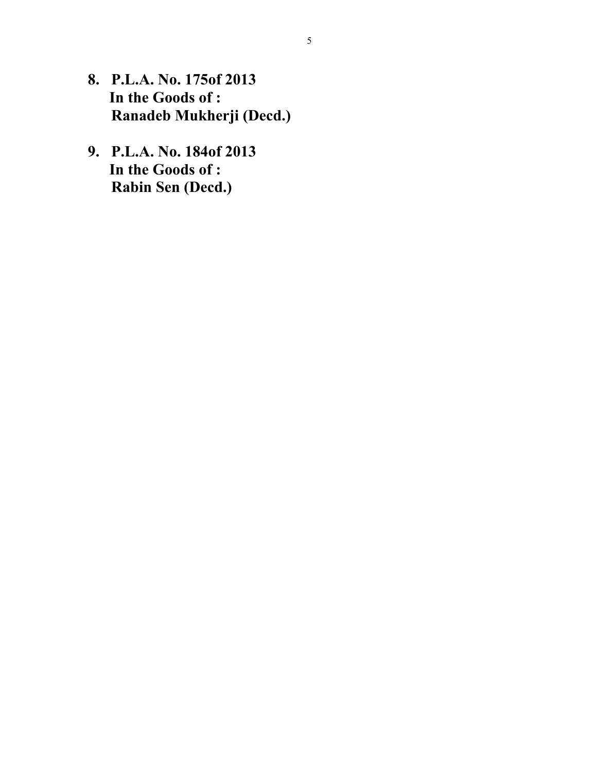8. **P.L.A. No. 175of 2013**
   **In the Goods of :**
   **Ranadeb Mukherji (Decd.)**

9. **P.L.A. No. 184of 2013**
   **In the Goods of :**
   **Rabin Sen (Decd.)**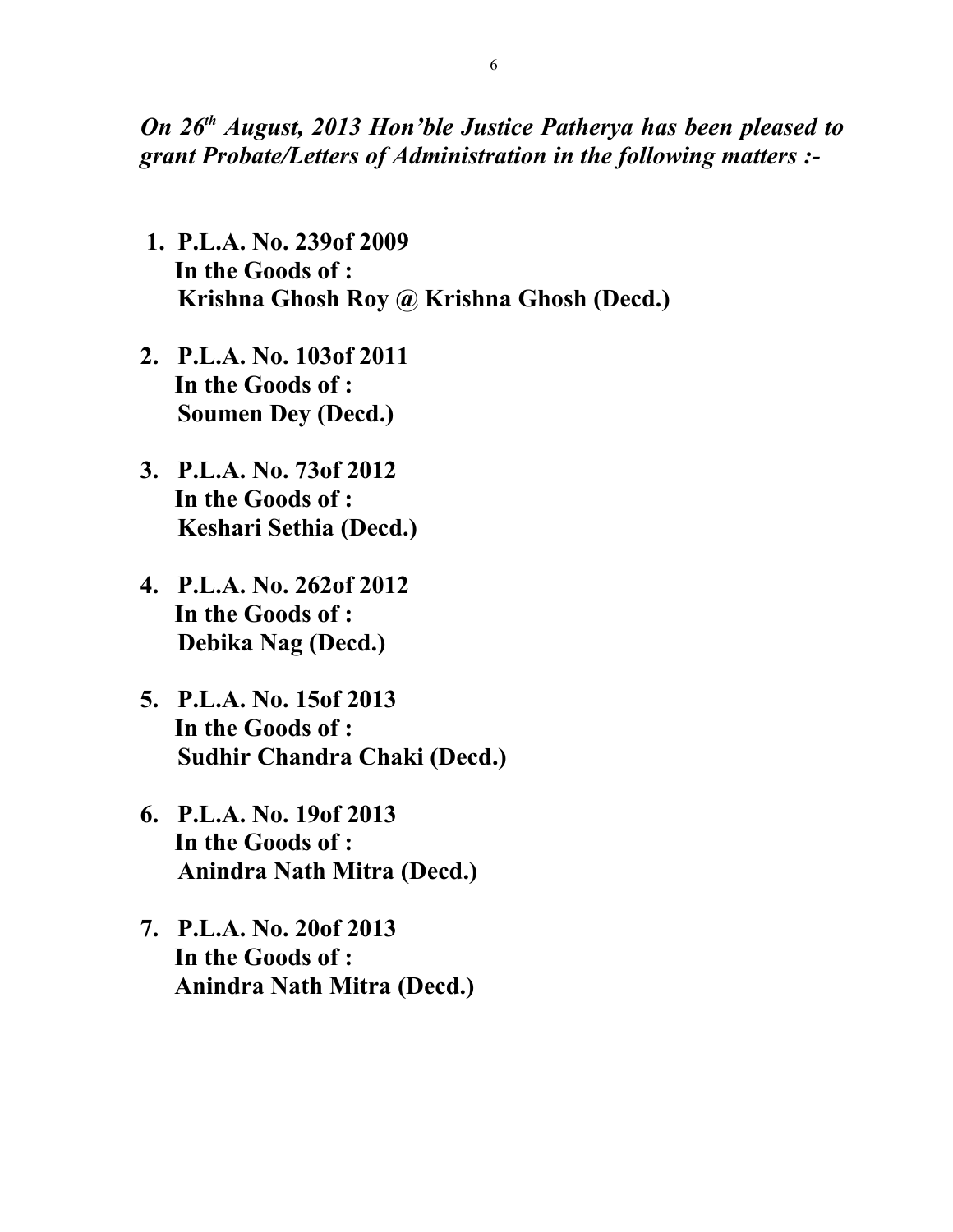***On 26th August, 2013 Hon'ble Justice Patherya has been pleased to grant Probate/Letters of Administration in the following matters :-***

1. **P.L.A. No. 239of 2009**
   **In the Goods of :**
   **Krishna Ghosh Roy @ Krishna Ghosh (Decd.)**

2. **P.L.A. No. 103of 2011**
   **In the Goods of :**
   **Soumen Dey (Decd.)**

3. **P.L.A. No. 73of 2012**
   **In the Goods of :**
   **Keshari Sethia (Decd.)**

4. **P.L.A. No. 262of 2012**
   **In the Goods of :**
   **Debika Nag (Decd.)**

5. **P.L.A. No. 15of 2013**
   **In the Goods of :**
   **Sudhir Chandra Chaki (Decd.)**

6. **P.L.A. No. 19of 2013**
   **In the Goods of :**
   **Anindra Nath Mitra (Decd.)**

7. **P.L.A. No. 20of 2013**
   **In the Goods of :**
   **Anindra Nath Mitra (Decd.)**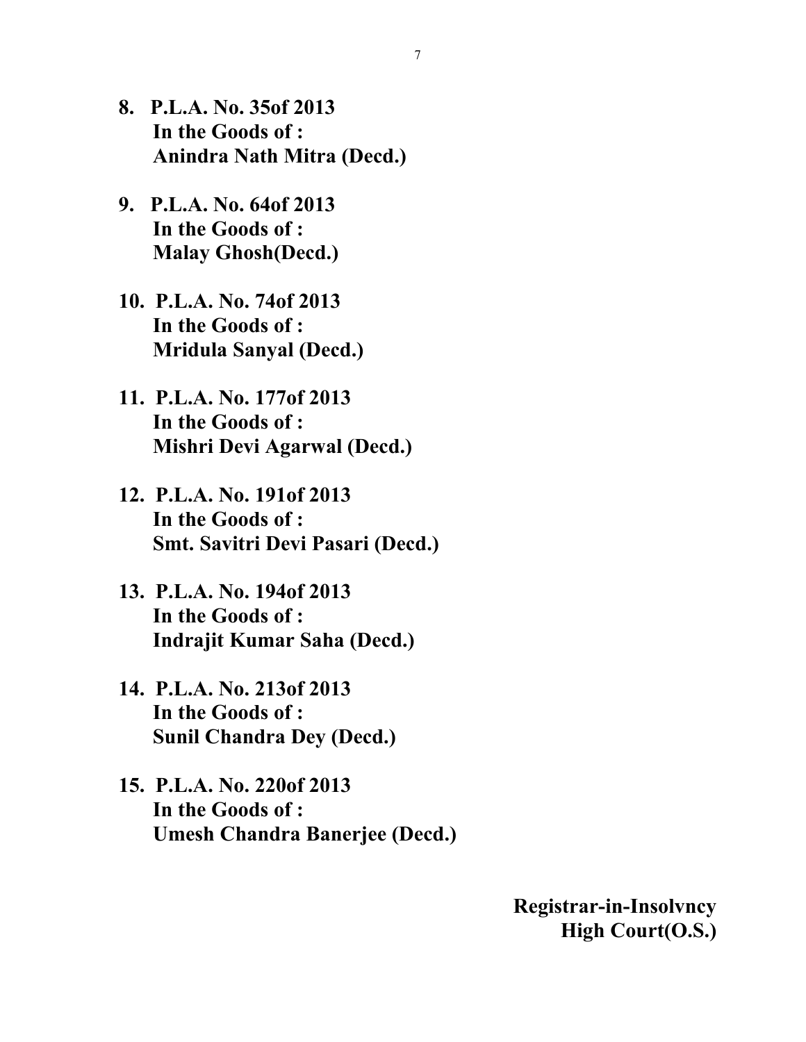8. **P.L.A. No. 35of 2013**
   **In the Goods of :**
   **Anindra Nath Mitra (Decd.)**

9. **P.L.A. No. 64of 2013**
   **In the Goods of :**
   **Malay Ghosh(Decd.)**

10. **P.L.A. No. 74of 2013**
    **In the Goods of :**
    **Mridula Sanyal (Decd.)**

11. **P.L.A. No. 177of 2013**
    **In the Goods of :**
    **Mishri Devi Agarwal (Decd.)**

12. **P.L.A. No. 191of 2013**
    **In the Goods of :**
    **Smt. Savitri Devi Pasari (Decd.)**

13. **P.L.A. No. 194of 2013**
    **In the Goods of :**
    **Indrajit Kumar Saha (Decd.)**

14. **P.L.A. No. 213of 2013**
    **In the Goods of :**
    **Sunil Chandra Dey (Decd.)**

15. **P.L.A. No. 220of 2013**
    **In the Goods of :**
    **Umesh Chandra Banerjee (Decd.)**

**Registrar-in-Insolvncy**
**High Court(O.S.)**